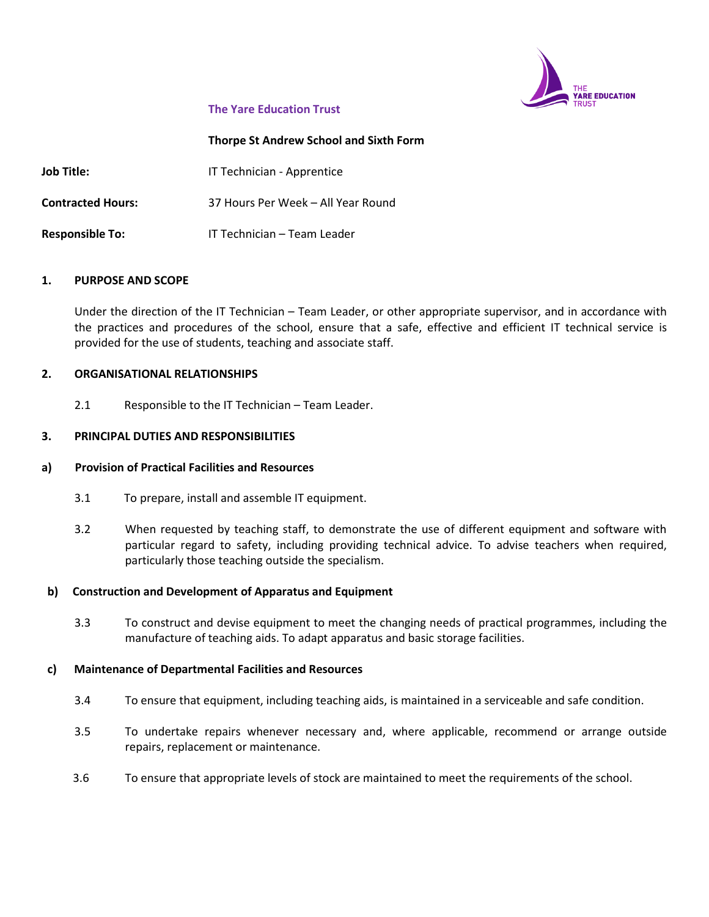**The Yare Education Trust**

**Thorpe St Andrew School and Sixth Form**

**Job Title:** IT Technician - Apprentice

**Contracted Hours:** 37 Hours Per Week – All Year Round

**Responsible To:** IT Technician – Team Leader

## 1. PURPOSE AND SCOPE

Under the direction of the IT Technician – Team Leader, or other appropriate supervisor, and in accordance with the practices and procedures of the school, ensure that a safe, effective and efficient IT technical service is provided for the use of students, teaching and associate staff.

## 2. ORGANISATIONAL RELATIONSHIPS

2.1 Responsible to the IT Technician – Team Leader.

## 3. PRINCIPAL DUTIES AND RESPONSIBILITIES

### a) Provision of Practical Facilities and Resources

3.1 To prepare, install and assemble IT equipment.

3.2 When requested by teaching staff, to demonstrate the use of different equipment and software with particular regard to safety, including providing technical advice. To advise teachers when required, particularly those teaching outside the specialism.

### b) Construction and Development of Apparatus and Equipment

3.3 To construct and devise equipment to meet the changing needs of practical programmes, including the manufacture of teaching aids. To adapt apparatus and basic storage facilities.

### c) Maintenance of Departmental Facilities and Resources

3.4 To ensure that equipment, including teaching aids, is maintained in a serviceable and safe condition.

3.5 To undertake repairs whenever necessary and, where applicable, recommend or arrange outside repairs, replacement or maintenance.

3.6 To ensure that appropriate levels of stock are maintained to meet the requirements of the school.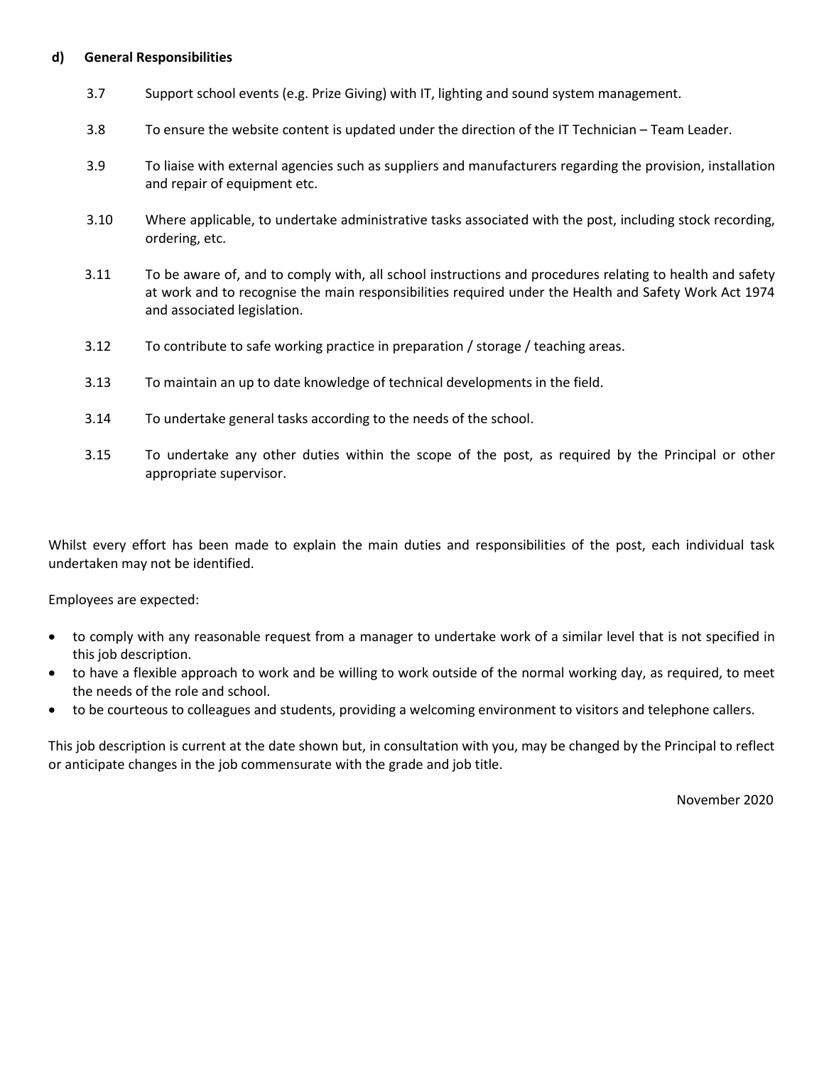**d) General Responsibilities**

3.7 Support school events (e.g. Prize Giving) with IT, lighting and sound system management.

3.8 To ensure the website content is updated under the direction of the IT Technician – Team Leader.

3.9 To liaise with external agencies such as suppliers and manufacturers regarding the provision, installation and repair of equipment etc.

3.10 Where applicable, to undertake administrative tasks associated with the post, including stock recording, ordering, etc.

3.11 To be aware of, and to comply with, all school instructions and procedures relating to health and safety at work and to recognise the main responsibilities required under the Health and Safety Work Act 1974 and associated legislation.

3.12 To contribute to safe working practice in preparation / storage / teaching areas.

3.13 To maintain an up to date knowledge of technical developments in the field.

3.14 To undertake general tasks according to the needs of the school.

3.15 To undertake any other duties within the scope of the post, as required by the Principal or other appropriate supervisor.

Whilst every effort has been made to explain the main duties and responsibilities of the post, each individual task undertaken may not be identified.

Employees are expected:

- to comply with any reasonable request from a manager to undertake work of a similar level that is not specified in this job description.
- to have a flexible approach to work and be willing to work outside of the normal working day, as required, to meet the needs of the role and school.
- to be courteous to colleagues and students, providing a welcoming environment to visitors and telephone callers.

This job description is current at the date shown but, in consultation with you, may be changed by the Principal to reflect or anticipate changes in the job commensurate with the grade and job title.

November 2020